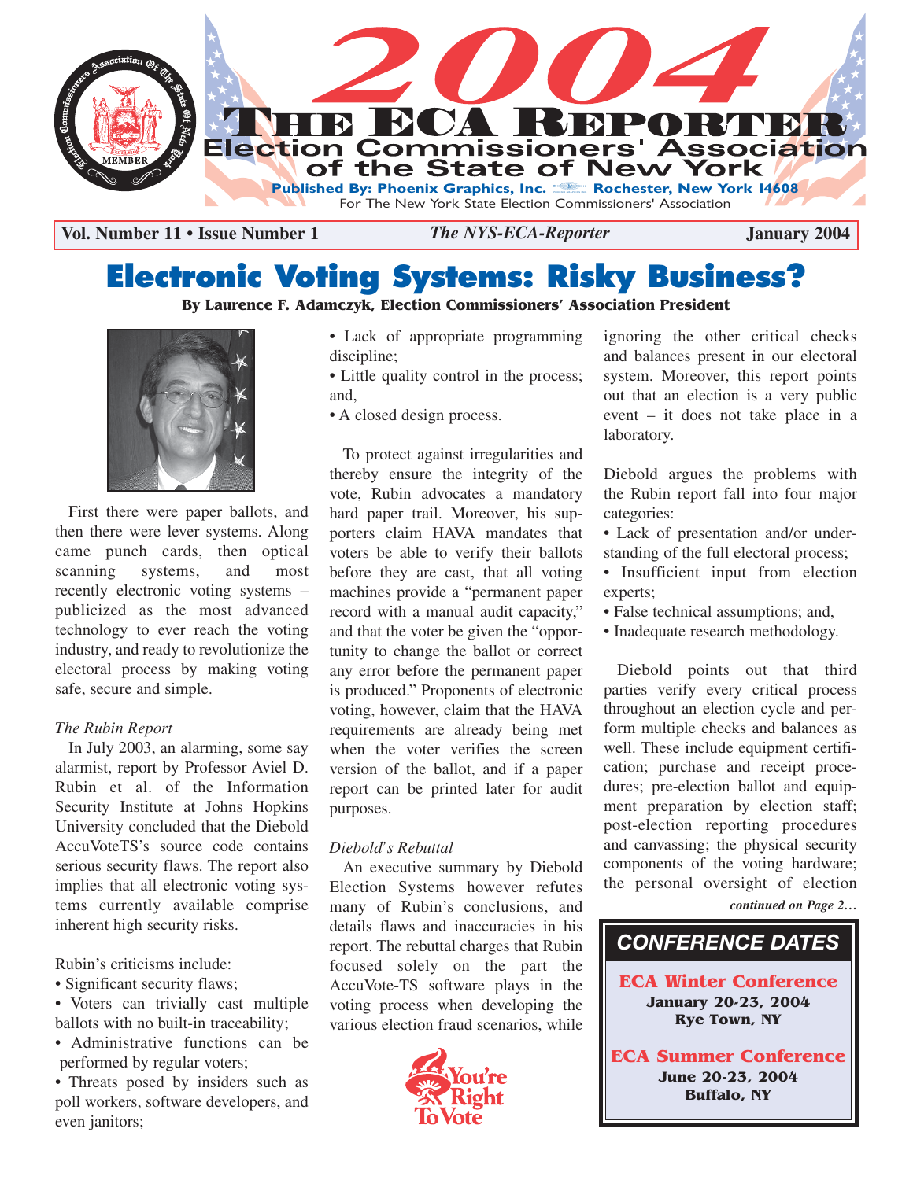# 2004 THE ECA REPORTER

**Election Commissioners' Association of the State of New York**

Published By: Phoenix Graphics, Inc. Rochester, New York 14608
For The New York State Election Commissioners' Association

**Vol. Number 11 • Issue Number 1** *The NYS-ECA-Reporter* **January 2004**

# Electronic Voting Systems: Risky Business?

**By Laurence F. Adamczyk, Election Commissioners' Association President**

First there were paper ballots, and then there were lever systems. Along came punch cards, then optical scanning systems, and most recently electronic voting systems – publicized as the most advanced technology to ever reach the voting industry, and ready to revolutionize the electoral process by making voting safe, secure and simple.

*The Rubin Report*

In July 2003, an alarming, some say alarmist, report by Professor Aviel D. Rubin et al. of the Information Security Institute at Johns Hopkins University concluded that the Diebold AccuVoteTS's source code contains serious security flaws. The report also implies that all electronic voting systems currently available comprise inherent high security risks.

Rubin's criticisms include:

- Significant security flaws;
- Voters can trivially cast multiple ballots with no built-in traceability;
- Administrative functions can be performed by regular voters;
- Threats posed by insiders such as poll workers, software developers, and even janitors;
- Lack of appropriate programming discipline;
- Little quality control in the process; and,
- A closed design process.

To protect against irregularities and thereby ensure the integrity of the vote, Rubin advocates a mandatory hard paper trail. Moreover, his supporters claim HAVA mandates that voters be able to verify their ballots before they are cast, that all voting machines provide a "permanent paper record with a manual audit capacity," and that the voter be given the "opportunity to change the ballot or correct any error before the permanent paper is produced." Proponents of electronic voting, however, claim that the HAVA requirements are already being met when the voter verifies the screen version of the ballot, and if a paper report can be printed later for audit purposes.

*Diebold's Rebuttal*

An executive summary by Diebold Election Systems however refutes many of Rubin's conclusions, and details flaws and inaccuracies in his report. The rebuttal charges that Rubin focused solely on the part the AccuVote-TS software plays in the voting process when developing the various election fraud scenarios, while ignoring the other critical checks and balances present in our electoral system. Moreover, this report points out that an election is a very public event – it does not take place in a laboratory.

Diebold argues the problems with the Rubin report fall into four major categories:

- Lack of presentation and/or understanding of the full electoral process;
- Insufficient input from election experts;
- False technical assumptions; and,
- Inadequate research methodology.

Diebold points out that third parties verify every critical process throughout an election cycle and perform multiple checks and balances as well. These include equipment certification; purchase and receipt procedures; pre-election ballot and equipment preparation by election staff; post-election reporting procedures and canvassing; the physical security components of the voting hardware; the personal oversight of election

*continued on Page 2…*

You're Right To Vote

## CONFERENCE DATES

**ECA Winter Conference**
**January 20-23, 2004**
**Rye Town, NY**

**ECA Summer Conference**
**June 20-23, 2004**
**Buffalo, NY**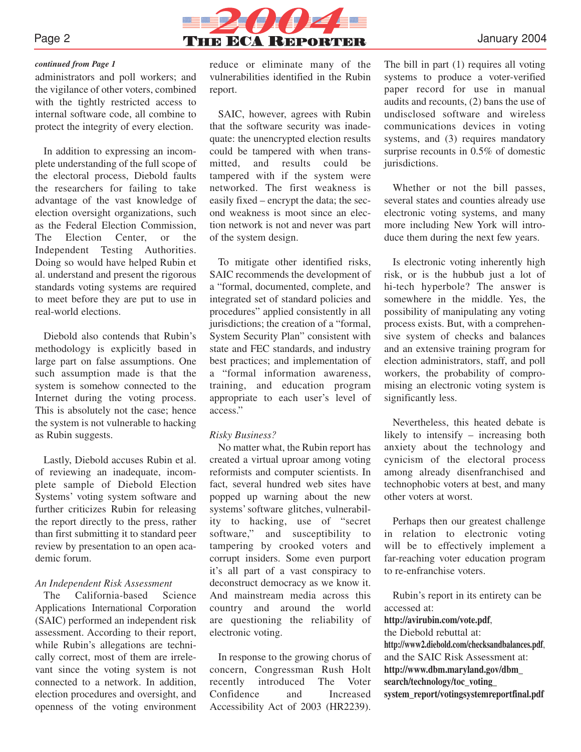*continued from Page 1*

administrators and poll workers; and the vigilance of other voters, combined with the tightly restricted access to internal software code, all combine to protect the integrity of every election.

In addition to expressing an incomplete understanding of the full scope of the electoral process, Diebold faults the researchers for failing to take advantage of the vast knowledge of election oversight organizations, such as the Federal Election Commission, The Election Center, or the Independent Testing Authorities. Doing so would have helped Rubin et al. understand and present the rigorous standards voting systems are required to meet before they are put to use in real-world elections.

Diebold also contends that Rubin's methodology is explicitly based in large part on false assumptions. One such assumption made is that the system is somehow connected to the Internet during the voting process. This is absolutely not the case; hence the system is not vulnerable to hacking as Rubin suggests.

Lastly, Diebold accuses Rubin et al. of reviewing an inadequate, incomplete sample of Diebold Election Systems' voting system software and further criticizes Rubin for releasing the report directly to the press, rather than first submitting it to standard peer review by presentation to an open academic forum.

*An Independent Risk Assessment*

The California-based Science Applications International Corporation (SAIC) performed an independent risk assessment. According to their report, while Rubin's allegations are technically correct, most of them are irrelevant since the voting system is not connected to a network. In addition, election procedures and oversight, and openness of the voting environment reduce or eliminate many of the vulnerabilities identified in the Rubin report.

SAIC, however, agrees with Rubin that the software security was inadequate: the unencrypted election results could be tampered with when transmitted, and results could be tampered with if the system were networked. The first weakness is easily fixed – encrypt the data; the second weakness is moot since an election network is not and never was part of the system design.

To mitigate other identified risks, SAIC recommends the development of a "formal, documented, complete, and integrated set of standard policies and procedures" applied consistently in all jurisdictions; the creation of a "formal, System Security Plan" consistent with state and FEC standards, and industry best practices; and implementation of a "formal information awareness, training, and education program appropriate to each user's level of access."

*Risky Business?*

No matter what, the Rubin report has created a virtual uproar among voting reformists and computer scientists. In fact, several hundred web sites have popped up warning about the new systems' software glitches, vulnerability to hacking, use of "secret software," and susceptibility to tampering by crooked voters and corrupt insiders. Some even purport it's all part of a vast conspiracy to deconstruct democracy as we know it. And mainstream media across this country and around the world are questioning the reliability of electronic voting.

In response to the growing chorus of concern, Congressman Rush Holt recently introduced The Voter Confidence and Increased Accessibility Act of 2003 (HR2239). The bill in part (1) requires all voting systems to produce a voter-verified paper record for use in manual audits and recounts, (2) bans the use of undisclosed software and wireless communications devices in voting systems, and (3) requires mandatory surprise recounts in 0.5% of domestic jurisdictions.

Whether or not the bill passes, several states and counties already use electronic voting systems, and many more including New York will introduce them during the next few years.

Is electronic voting inherently high risk, or is the hubbub just a lot of hi-tech hyperbole? The answer is somewhere in the middle. Yes, the possibility of manipulating any voting process exists. But, with a comprehensive system of checks and balances and an extensive training program for election administrators, staff, and poll workers, the probability of compromising an electronic voting system is significantly less.

Nevertheless, this heated debate is likely to intensify – increasing both anxiety about the technology and cynicism of the electoral process among already disenfranchised and technophobic voters at best, and many other voters at worst.

Perhaps then our greatest challenge in relation to electronic voting will be to effectively implement a far-reaching voter education program to re-enfranchise voters.

Rubin's report in its entirety can be accessed at:
**http://avirubin.com/vote.pdf**,
the Diebold rebuttal at:
**http://www2.diebold.com/checksandbalances.pdf**,
and the SAIC Risk Assessment at:
**http://www.dbm.maryland.gov/dbm_search/technology/toc_voting_system_report/votingsystemreportfinal.pdf**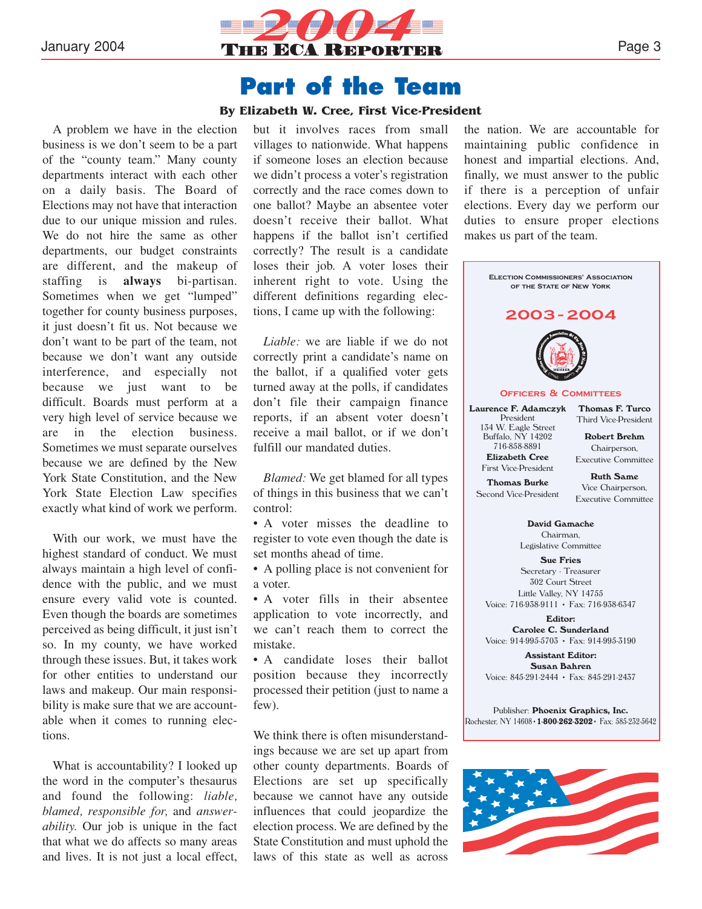# Part of the Team

**By Elizabeth W. Cree, First Vice-President**

A problem we have in the election business is we don't seem to be a part of the "county team." Many county departments interact with each other on a daily basis. The Board of Elections may not have that interaction due to our unique mission and rules. We do not hire the same as other departments, our budget constraints are different, and the makeup of staffing is **always** bi-partisan. Sometimes when we get "lumped" together for county business purposes, it just doesn't fit us. Not because we don't want to be part of the team, not because we don't want any outside interference, and especially not because we just want to be difficult. Boards must perform at a very high level of service because we are in the election business. Sometimes we must separate ourselves because we are defined by the New York State Constitution, and the New York State Election Law specifies exactly what kind of work we perform.

With our work, we must have the highest standard of conduct. We must always maintain a high level of confidence with the public, and we must ensure every valid vote is counted. Even though the boards are sometimes perceived as being difficult, it just isn't so. In my county, we have worked through these issues. But, it takes work for other entities to understand our laws and makeup. Our main responsibility is make sure that we are accountable when it comes to running elections.

What is accountability? I looked up the word in the computer's thesaurus and found the following: *liable, blamed, responsible for,* and *answerability.* Our job is unique in the fact that what we do affects so many areas and lives. It is not just a local effect, but it involves races from small villages to nationwide. What happens if someone loses an election because we didn't process a voter's registration correctly and the race comes down to one ballot? Maybe an absentee voter doesn't receive their ballot. What happens if the ballot isn't certified correctly? The result is a candidate loses their job. A voter loses their inherent right to vote. Using the different definitions regarding elections, I came up with the following:

*Liable:* we are liable if we do not correctly print a candidate's name on the ballot, if a qualified voter gets turned away at the polls, if candidates don't file their campaign finance reports, if an absent voter doesn't receive a mail ballot, or if we don't fulfill our mandated duties.

*Blamed:* We get blamed for all types of things in this business that we can't control:

- A voter misses the deadline to register to vote even though the date is set months ahead of time.
- A polling place is not convenient for a voter.
- A voter fills in their absentee application to vote incorrectly, and we can't reach them to correct the mistake.
- A candidate loses their ballot position because they incorrectly processed their petition (just to name a few).

We think there is often misunderstandings because we are set up apart from other county departments. Boards of Elections are set up specifically because we cannot have any outside influences that could jeopardize the election process. We are defined by the State Constitution and must uphold the laws of this state as well as across the nation. We are accountable for maintaining public confidence in honest and impartial elections. And, finally, we must answer to the public if there is a perception of unfair elections. Every day we perform our duties to ensure proper elections makes us part of the team.

---

**Election Commissioners' Association of the State of New York**

**2003-2004**

**Officers & Committees**

**Laurence F. Adamczyk**
President
134 W. Eagle Street
Buffalo, NY 14202
716-858-8891

**Elizabeth Cree**
First Vice-President

**Thomas Burke**
Second Vice-President

**Thomas F. Turco**
Third Vice-President

**Robert Brehm**
Chairperson,
Executive Committee

**Ruth Same**
Vice Chairperson,
Executive Committee

**David Gamache**
Chairman,
Legislative Committee

**Sue Fries**
Secretary - Treasurer
302 Court Street
Little Valley, NY 14755
Voice: 716-938-9111 • Fax: 716-938-6347

**Editor:**
**Carolee C. Sunderland**
Voice: 914-995-5703 • Fax: 914-995-3190

**Assistant Editor:**
**Susan Bahren**
Voice: 845-291-2444 • Fax: 845-291-2437

Publisher: **Phoenix Graphics, Inc.**
Rochester, NY 14608 • **1-800-262-3202** • Fax: 585-232-5642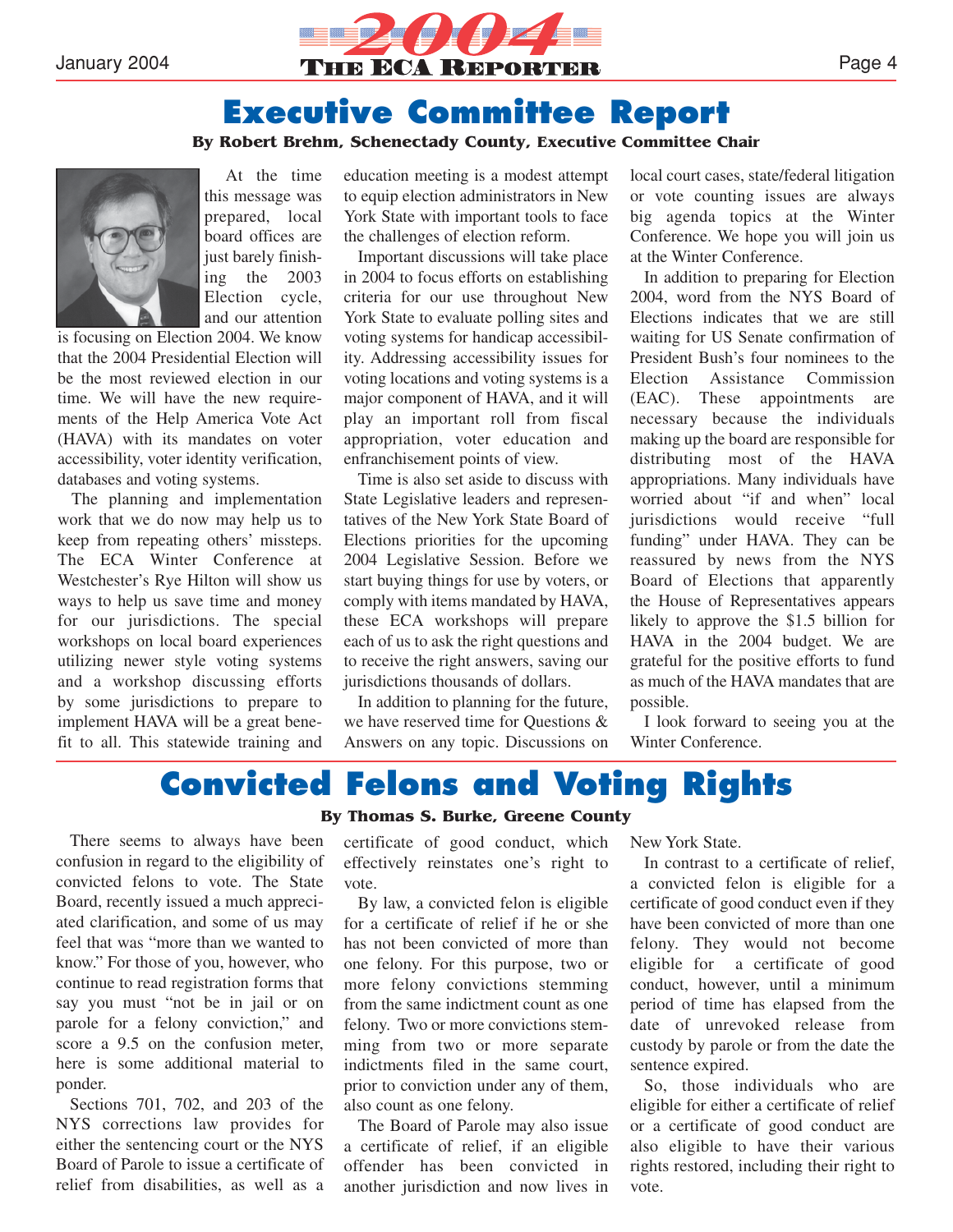# Executive Committee Report

**By Robert Brehm, Schenectady County, Executive Committee Chair**

At the time this message was prepared, local board offices are just barely finishing the 2003 Election cycle, and our attention is focusing on Election 2004. We know that the 2004 Presidential Election will be the most reviewed election in our time. We will have the new requirements of the Help America Vote Act (HAVA) with its mandates on voter accessibility, voter identity verification, databases and voting systems.

The planning and implementation work that we do now may help us to keep from repeating others' missteps. The ECA Winter Conference at Westchester's Rye Hilton will show us ways to help us save time and money for our jurisdictions. The special workshops on local board experiences utilizing newer style voting systems and a workshop discussing efforts by some jurisdictions to prepare to implement HAVA will be a great benefit to all. This statewide training and education meeting is a modest attempt to equip election administrators in New York State with important tools to face the challenges of election reform.

Important discussions will take place in 2004 to focus efforts on establishing criteria for our use throughout New York State to evaluate polling sites and voting systems for handicap accessibility. Addressing accessibility issues for voting locations and voting systems is a major component of HAVA, and it will play an important roll from fiscal appropriation, voter education and enfranchisement points of view.

Time is also set aside to discuss with State Legislative leaders and representatives of the New York State Board of Elections priorities for the upcoming 2004 Legislative Session. Before we start buying things for use by voters, or comply with items mandated by HAVA, these ECA workshops will prepare each of us to ask the right questions and to receive the right answers, saving our jurisdictions thousands of dollars.

In addition to planning for the future, we have reserved time for Questions & Answers on any topic. Discussions on local court cases, state/federal litigation or vote counting issues are always big agenda topics at the Winter Conference. We hope you will join us at the Winter Conference.

In addition to preparing for Election 2004, word from the NYS Board of Elections indicates that we are still waiting for US Senate confirmation of President Bush's four nominees to the Election Assistance Commission (EAC). These appointments are necessary because the individuals making up the board are responsible for distributing most of the HAVA appropriations. Many individuals have worried about "if and when" local jurisdictions would receive "full funding" under HAVA. They can be reassured by news from the NYS Board of Elections that apparently the House of Representatives appears likely to approve the $1.5 billion for HAVA in the 2004 budget. We are grateful for the positive efforts to fund as much of the HAVA mandates that are possible.

I look forward to seeing you at the Winter Conference.

# Convicted Felons and Voting Rights

**By Thomas S. Burke, Greene County**

There seems to always have been confusion in regard to the eligibility of convicted felons to vote. The State Board, recently issued a much appreciated clarification, and some of us may feel that was "more than we wanted to know." For those of you, however, who continue to read registration forms that say you must "not be in jail or on parole for a felony conviction," and score a 9.5 on the confusion meter, here is some additional material to ponder.

Sections 701, 702, and 203 of the NYS corrections law provides for either the sentencing court or the NYS Board of Parole to issue a certificate of relief from disabilities, as well as a certificate of good conduct, which effectively reinstates one's right to vote.

By law, a convicted felon is eligible for a certificate of relief if he or she has not been convicted of more than one felony. For this purpose, two or more felony convictions stemming from the same indictment count as one felony. Two or more convictions stemming from two or more separate indictments filed in the same court, prior to conviction under any of them, also count as one felony.

The Board of Parole may also issue a certificate of relief, if an eligible offender has been convicted in another jurisdiction and now lives in New York State.

In contrast to a certificate of relief, a convicted felon is eligible for a certificate of good conduct even if they have been convicted of more than one felony. They would not become eligible for a certificate of good conduct, however, until a minimum period of time has elapsed from the date of unrevoked release from custody by parole or from the date the sentence expired.

So, those individuals who are eligible for either a certificate of relief or a certificate of good conduct are also eligible to have their various rights restored, including their right to vote.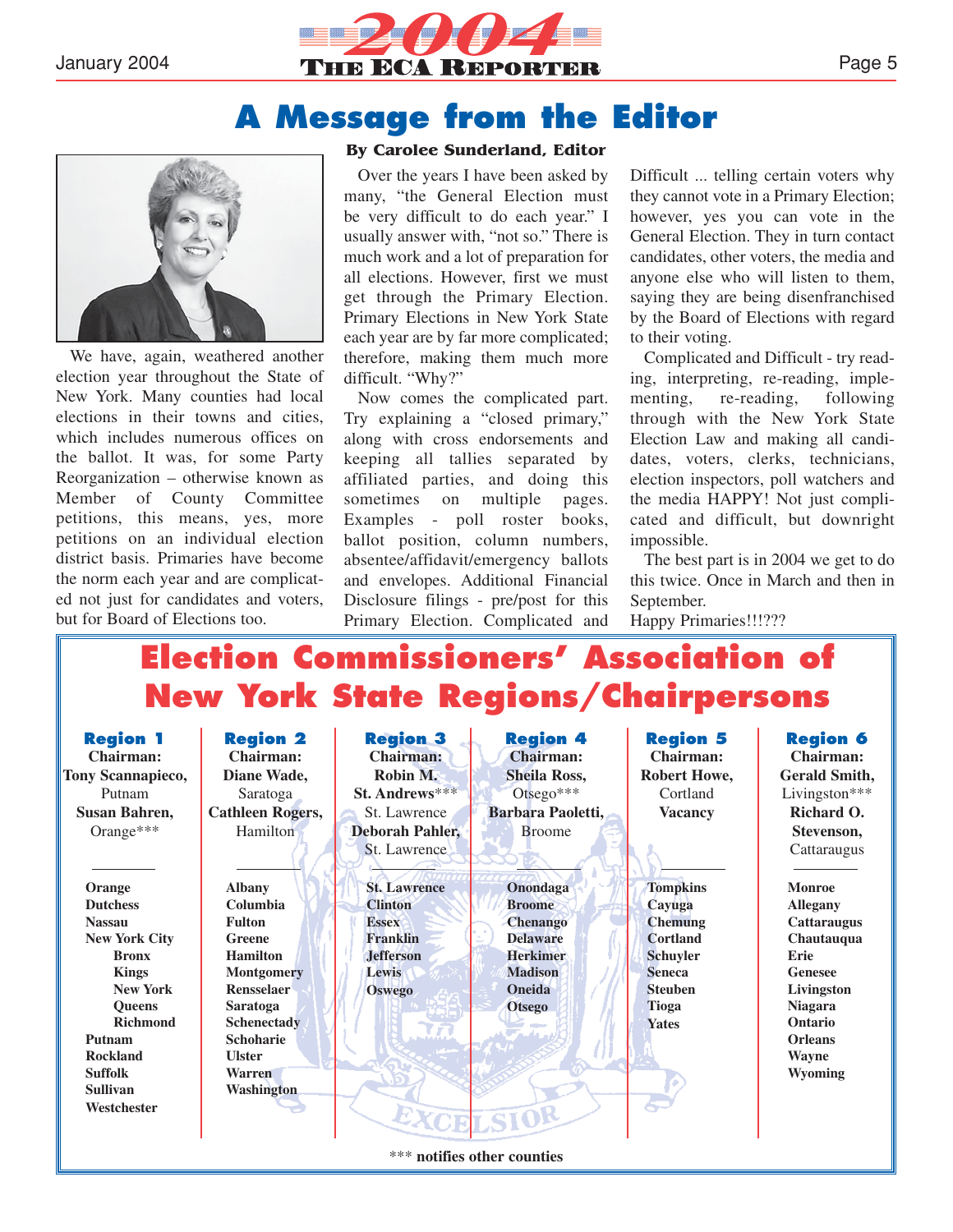# A Message from the Editor

**By Carolee Sunderland, Editor**

We have, again, weathered another election year throughout the State of New York. Many counties had local elections in their towns and cities, which includes numerous offices on the ballot. It was, for some Party Reorganization – otherwise known as Member of County Committee petitions, this means, yes, more petitions on an individual election district basis. Primaries have become the norm each year and are complicated not just for candidates and voters, but for Board of Elections too.

Over the years I have been asked by many, "the General Election must be very difficult to do each year." I usually answer with, "not so." There is much work and a lot of preparation for all elections. However, first we must get through the Primary Election. Primary Elections in New York State each year are by far more complicated; therefore, making them much more difficult. "Why?"

Now comes the complicated part. Try explaining a "closed primary," along with cross endorsements and keeping all tallies separated by affiliated parties, and doing this sometimes on multiple pages. Examples - poll roster books, ballot position, column numbers, absentee/affidavit/emergency ballots and envelopes. Additional Financial Disclosure filings - pre/post for this Primary Election. Complicated and Difficult ... telling certain voters why they cannot vote in a Primary Election; however, yes you can vote in the General Election. They in turn contact candidates, other voters, the media and anyone else who will listen to them, saying they are being disenfranchised by the Board of Elections with regard to their voting.

Complicated and Difficult - try reading, interpreting, re-reading, implementing, re-reading, following through with the New York State Election Law and making all candidates, voters, clerks, technicians, election inspectors, poll watchers and the media HAPPY! Not just complicated and difficult, but downright impossible.

The best part is in 2004 we get to do this twice. Once in March and then in September.

Happy Primaries!!!???

## Election Commissioners' Association of New York State Regions/Chairpersons

| Region 1 | Region 2 | Region 3 | Region 4 | Region 5 | Region 6 |
|---|---|---|---|---|---|
| **Chairman:** | **Chairman:** | **Chairman:** | **Chairman:** | **Chairman:** | **Chairman:** |
| **Tony Scannapieco,** Putnam | **Diane Wade,** Saratoga | **Robin M. St. Andrews*****, St. Lawrence | **Sheila Ross,** Otsego*** | **Robert Howe,** Cortland | **Gerald Smith,** Livingston*** |
| **Susan Bahren,** Orange*** | **Cathleen Rogers,** Hamilton | **Deborah Pahler,** St. Lawrence | **Barbara Paoletti,** Broome | **Vacancy** | **Richard O. Stevenson,** Cattaraugus |
| **Orange** | **Albany** | **St. Lawrence** | **Onondaga** | **Tompkins** | **Monroe** |
| **Dutchess** | **Columbia** | **Clinton** | **Broome** | **Cayuga** | **Allegany** |
| **Nassau** | **Fulton** | **Essex** | **Chenango** | **Chemung** | **Cattaraugus** |
| **New York City** | **Greene** | **Franklin** | **Delaware** | **Cortland** | **Chautauqua** |
| **Bronx** | **Hamilton** | **Jefferson** | **Herkimer** | **Schuyler** | **Erie** |
| **Kings** | **Montgomery** | **Lewis** | **Madison** | **Seneca** | **Genesee** |
| **New York** | **Rensselaer** | **Oswego** | **Oneida** | **Steuben** | **Livingston** |
| **Queens** | **Saratoga** | | **Otsego** | **Tioga** | **Niagara** |
| **Richmond** | **Schenectady** | | | **Yates** | **Ontario** |
| **Putnam** | **Schoharie** | | | | **Orleans** |
| **Rockland** | **Ulster** | | | | **Wayne** |
| **Suffolk** | **Warren** | | | | **Wyoming** |
| **Sullivan** | **Washington** | | | | |
| **Westchester** | | | | | |

*** **notifies other counties**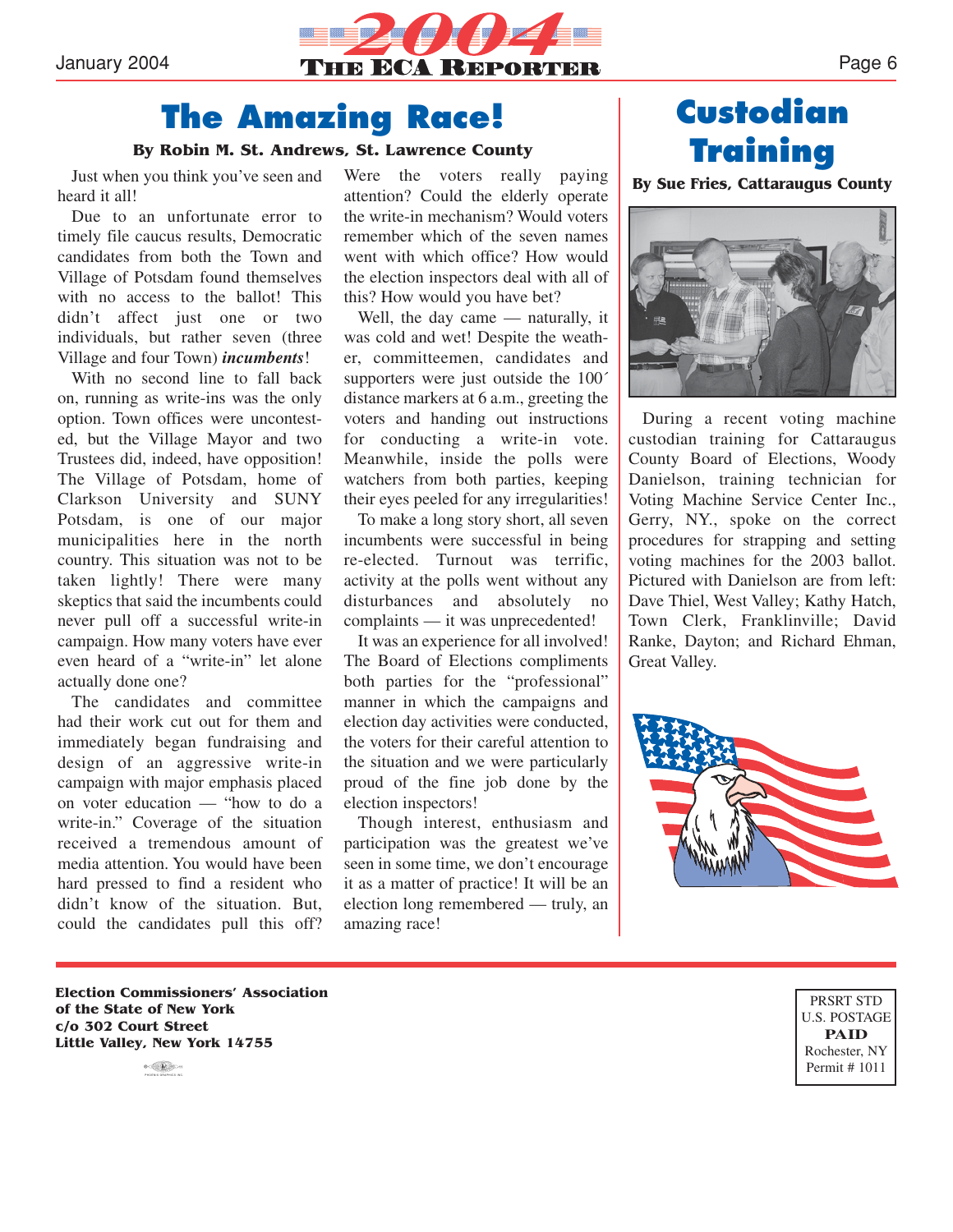# The Amazing Race!

**By Robin M. St. Andrews, St. Lawrence County**

Just when you think you've seen and heard it all!

Due to an unfortunate error to timely file caucus results, Democratic candidates from both the Town and Village of Potsdam found themselves with no access to the ballot! This didn't affect just one or two individuals, but rather seven (three Village and four Town) ***incumbents***!

With no second line to fall back on, running as write-ins was the only option. Town offices were uncontested, but the Village Mayor and two Trustees did, indeed, have opposition! The Village of Potsdam, home of Clarkson University and SUNY Potsdam, is one of our major municipalities here in the north country. This situation was not to be taken lightly! There were many skeptics that said the incumbents could never pull off a successful write-in campaign. How many voters have ever even heard of a "write-in" let alone actually done one?

The candidates and committee had their work cut out for them and immediately began fundraising and design of an aggressive write-in campaign with major emphasis placed on voter education — "how to do a write-in." Coverage of the situation received a tremendous amount of media attention. You would have been hard pressed to find a resident who didn't know of the situation. But, could the candidates pull this off? Were the voters really paying attention? Could the elderly operate the write-in mechanism? Would voters remember which of the seven names went with which office? How would the election inspectors deal with all of this? How would you have bet?

Well, the day came — naturally, it was cold and wet! Despite the weather, committeemen, candidates and supporters were just outside the 100´ distance markers at 6 a.m., greeting the voters and handing out instructions for conducting a write-in vote. Meanwhile, inside the polls were watchers from both parties, keeping their eyes peeled for any irregularities!

To make a long story short, all seven incumbents were successful in being re-elected. Turnout was terrific, activity at the polls went without any disturbances and absolutely no complaints — it was unprecedented!

It was an experience for all involved! The Board of Elections compliments both parties for the "professional" manner in which the campaigns and election day activities were conducted, the voters for their careful attention to the situation and we were particularly proud of the fine job done by the election inspectors!

Though interest, enthusiasm and participation was the greatest we've seen in some time, we don't encourage it as a matter of practice! It will be an election long remembered — truly, an amazing race!

# Custodian Training

**By Sue Fries, Cattaraugus County**

During a recent voting machine custodian training for Cattaraugus County Board of Elections, Woody Danielson, training technician for Voting Machine Service Center Inc., Gerry, NY., spoke on the correct procedures for strapping and setting voting machines for the 2003 ballot. Pictured with Danielson are from left: Dave Thiel, West Valley; Kathy Hatch, Town Clerk, Franklinville; David Ranke, Dayton; and Richard Ehman, Great Valley.

**Election Commissioners' Association of the State of New York**
**c/o 302 Court Street**
**Little Valley, New York 14755**

PRSRT STD
U.S. POSTAGE
**PAID**
Rochester, NY
Permit # 1011